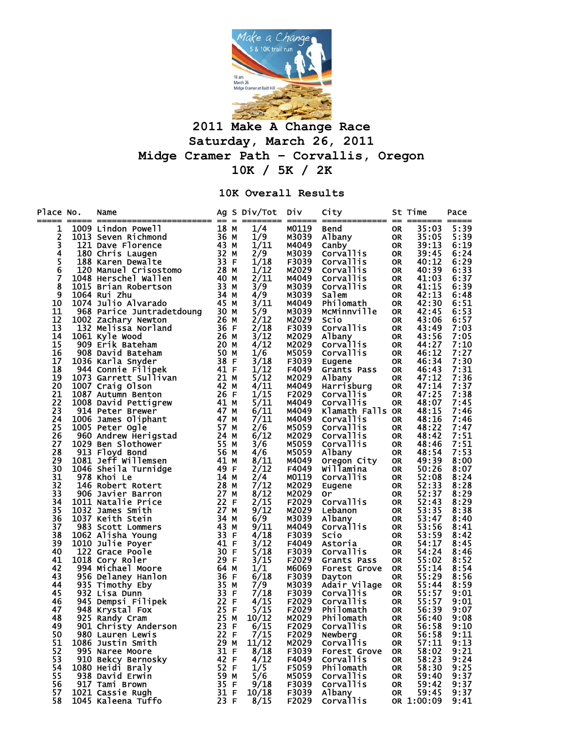# 2011 Make A Change Race

## Saturday, March 26, 2011

## Midge Cramer Path - Corvallis, Oregon

## 10K / 5K / 2K

### 10K Overall Results

| Place | No. | Name | Ag | S | Div/Tot | Div | City | St | Time | Pace |
|---|---|---|---|---|---|---|---|---|---|---|
| 1 | 1009 | Lindon Powell | 18 | M | 1/4 | M0119 | Bend | OR | 35:03 | 5:39 |
| 2 | 1013 | Seven Richmond | 36 | M | 1/9 | M3039 | Albany | OR | 35:05 | 5:39 |
| 3 | 121 | Dave Florence | 43 | M | 1/11 | M4049 | Canby | OR | 39:13 | 6:19 |
| 4 | 180 | Chris Laugen | 32 | M | 2/9 | M3039 | Corvallis | OR | 39:45 | 6:24 |
| 5 | 188 | Karen Dewalte | 33 | F | 1/18 | F3039 | Corvallis | OR | 40:12 | 6:29 |
| 6 | 120 | Manuel Crisostomo | 28 | M | 1/12 | M2029 | Corvallis | OR | 40:39 | 6:33 |
| 7 | 1048 | Herschel Wallen | 40 | M | 2/11 | M4049 | Corvallis | OR | 41:03 | 6:37 |
| 8 | 1015 | Brian Robertson | 33 | M | 3/9 | M3039 | Corvallis | OR | 41:15 | 6:39 |
| 9 | 1064 | Rui Zhu | 34 | M | 4/9 | M3039 | Salem | OR | 42:13 | 6:48 |
| 10 | 1074 | Julio Alvarado | 45 | M | 3/11 | M4049 | Philomath | OR | 42:30 | 6:51 |
| 11 | 968 | Parice Juntradetdoung | 30 | M | 5/9 | M3039 | McMinnville | OR | 42:45 | 6:53 |
| 12 | 1002 | Zachary Newton | 26 | M | 2/12 | M2029 | Scio | OR | 43:06 | 6:57 |
| 13 | 132 | Melissa Norland | 36 | F | 2/18 | F3039 | Corvallis | OR | 43:49 | 7:03 |
| 14 | 1061 | Kyle Wood | 26 | M | 3/12 | M2029 | Albany | OR | 43:56 | 7:05 |
| 15 | 909 | Erik Bateham | 20 | M | 4/12 | M2029 | Corvallis | OR | 44:27 | 7:10 |
| 16 | 908 | David Bateham | 50 | M | 1/6 | M5059 | Corvallis | OR | 46:12 | 7:27 |
| 17 | 1036 | Karla Snyder | 38 | F | 3/18 | F3039 | Eugene | OR | 46:34 | 7:30 |
| 18 | 944 | Connie Filipek | 41 | F | 1/12 | F4049 | Grants Pass | OR | 46:43 | 7:31 |
| 19 | 1073 | Garrett Sullivan | 21 | M | 5/12 | M2029 | Albany | OR | 47:12 | 7:36 |
| 20 | 1007 | Craig Olson | 42 | M | 4/11 | M4049 | Harrisburg | OR | 47:14 | 7:37 |
| 21 | 1087 | Autumn Benton | 26 | F | 1/15 | F2029 | Corvallis | OR | 47:25 | 7:38 |
| 22 | 1008 | David Pettigrew | 41 | M | 5/11 | M4049 | Corvallis | OR | 48:07 | 7:45 |
| 23 | 914 | Peter Brewer | 47 | M | 6/11 | M4049 | Klamath Falls | OR | 48:15 | 7:46 |
| 24 | 1006 | James Oliphant | 47 | M | 7/11 | M4049 | Corvallis | OR | 48:16 | 7:46 |
| 25 | 1005 | Peter Ogle | 57 | M | 2/6 | M5059 | Corvallis | OR | 48:22 | 7:47 |
| 26 | 960 | Andrew Herigstad | 24 | M | 6/12 | M2029 | Corvallis | OR | 48:42 | 7:51 |
| 27 | 1029 | Ben Slothower | 55 | M | 3/6 | M5059 | Corvallis | OR | 48:46 | 7:51 |
| 28 | 913 | Floyd Bond | 56 | M | 4/6 | M5059 | Albany | OR | 48:54 | 7:53 |
| 29 | 1081 | Jeff Willemsen | 41 | M | 8/11 | M4049 | Oregon City | OR | 49:39 | 8:00 |
| 30 | 1046 | Sheila Turnidge | 49 | F | 2/12 | F4049 | Willamina | OR | 50:26 | 8:07 |
| 31 | 978 | Khoi Le | 14 | M | 2/4 | M0119 | Corvallis | OR | 52:08 | 8:24 |
| 32 | 146 | Robert Rotert | 28 | M | 7/12 | M2029 | Eugene | OR | 52:33 | 8:28 |
| 33 | 906 | Javier Barron | 27 | M | 8/12 | M2029 | Or | OR | 52:37 | 8:29 |
| 34 | 1011 | Natalie Price | 22 | F | 2/15 | F2029 | Corvallis | OR | 52:43 | 8:29 |
| 35 | 1032 | James Smith | 27 | M | 9/12 | M2029 | Lebanon | OR | 53:35 | 8:38 |
| 36 | 1037 | Keith Stein | 34 | M | 6/9 | M3039 | Albany | OR | 53:47 | 8:40 |
| 37 | 983 | Scott Lommers | 43 | M | 9/11 | M4049 | Corvallis | OR | 53:56 | 8:41 |
| 38 | 1062 | Alisha Young | 33 | F | 4/18 | F3039 | Scio | OR | 53:59 | 8:42 |
| 39 | 1010 | Julie Poyer | 41 | F | 3/12 | F4049 | Astoria | OR | 54:17 | 8:45 |
| 40 | 122 | Grace Poole | 30 | F | 5/18 | F3039 | Corvallis | OR | 54:24 | 8:46 |
| 41 | 1018 | Cory Roler | 29 | F | 3/15 | F2029 | Grants Pass | OR | 55:02 | 8:52 |
| 42 | 994 | Michael Moore | 64 | M | 1/1 | M6069 | Forest Grove | OR | 55:14 | 8:54 |
| 43 | 956 | Delaney Hanlon | 36 | F | 6/18 | F3039 | Dayton | OR | 55:29 | 8:56 |
| 44 | 935 | Timothy Eby | 35 | M | 7/9 | M3039 | Adair Vilage | OR | 55:44 | 8:59 |
| 45 | 932 | Lisa Dunn | 33 | F | 7/18 | F3039 | Corvallis | OR | 55:57 | 9:01 |
| 46 | 945 | Dempsi Filipek | 22 | F | 4/15 | F2029 | Corvallis | OR | 55:57 | 9:01 |
| 47 | 948 | Krystal Fox | 25 | F | 5/15 | F2029 | Philomath | OR | 56:39 | 9:07 |
| 48 | 925 | Randy Cram | 25 | M | 10/12 | M2029 | Philomath | OR | 56:40 | 9:08 |
| 49 | 901 | Christy Anderson | 23 | F | 6/15 | F2029 | Corvallis | OR | 56:58 | 9:10 |
| 50 | 980 | Lauren Lewis | 22 | F | 7/15 | F2029 | Newberg | OR | 56:58 | 9:11 |
| 51 | 1086 | Justin Smith | 29 | M | 11/12 | M2029 | Corvallis | OR | 57:11 | 9:13 |
| 52 | 995 | Naree Moore | 31 | F | 8/18 | F3039 | Forest Grove | OR | 58:02 | 9:21 |
| 53 | 910 | Bekcy Bernosky | 42 | F | 4/12 | F4049 | Corvallis | OR | 58:23 | 9:24 |
| 54 | 1080 | Heidi Braly | 52 | F | 1/5 | F5059 | Philomath | OR | 58:30 | 9:25 |
| 55 | 938 | David Erwin | 59 | M | 5/6 | M5059 | Corvallis | OR | 59:40 | 9:37 |
| 56 | 917 | Tami Brown | 35 | F | 9/18 | F3039 | Corvallis | OR | 59:42 | 9:37 |
| 57 | 1021 | Cassie Rugh | 31 | F | 10/18 | F3039 | Albany | OR | 59:45 | 9:37 |
| 58 | 1045 | Kaleena Tuffo | 23 | F | 8/15 | F2029 | Corvallis | OR | 1:00:09 | 9:41 |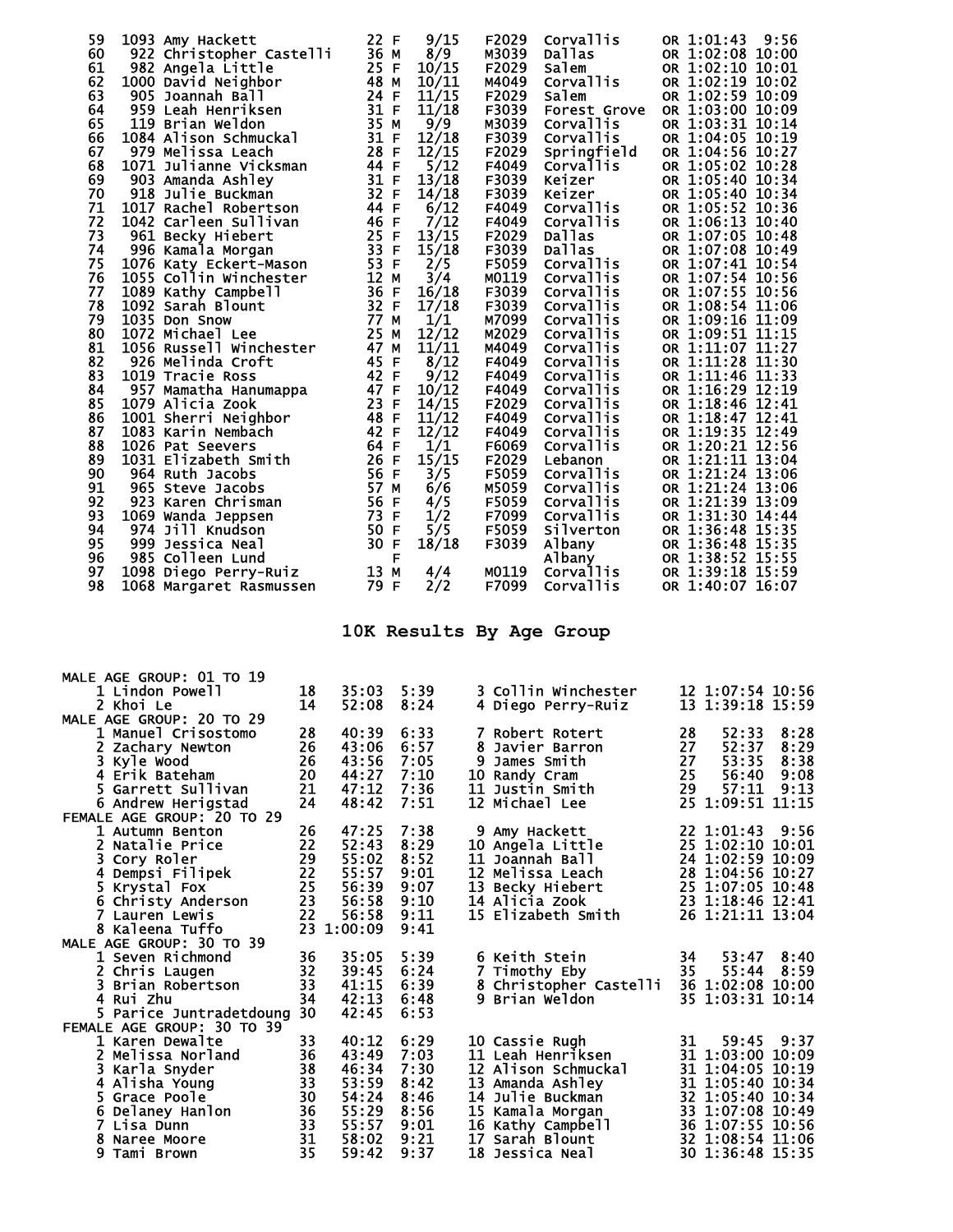| Place | Bib | Name | Age | Sex | Div Place | Division | City | State | Time | Pace |
|---|---|---|---|---|---|---|---|---|---|---|
| 59 | 1093 | Amy Hackett | 22 | F | 9/15 | F2029 | Corvallis | OR | 1:01:43 | 9:56 |
| 60 | 922 | Christopher Castelli | 36 | M | 8/9 | M3039 | Dallas | OR | 1:02:08 | 10:00 |
| 61 | 982 | Angela Little | 25 | F | 10/15 | F2029 | Salem | OR | 1:02:10 | 10:01 |
| 62 | 1000 | David Neighbor | 48 | M | 10/11 | M4049 | Corvallis | OR | 1:02:19 | 10:02 |
| 63 | 905 | Joannah Ball | 24 | F | 11/15 | F2029 | Salem | OR | 1:02:59 | 10:09 |
| 64 | 959 | Leah Henriksen | 31 | F | 11/18 | F3039 | Forest Grove | OR | 1:03:00 | 10:09 |
| 65 | 119 | Brian Weldon | 35 | M | 9/9 | M3039 | Corvallis | OR | 1:03:31 | 10:14 |
| 66 | 1084 | Alison Schmuckal | 31 | F | 12/18 | F3039 | Corvallis | OR | 1:04:05 | 10:19 |
| 67 | 979 | Melissa Leach | 28 | F | 12/15 | F2029 | Springfield | OR | 1:04:56 | 10:27 |
| 68 | 1071 | Julianne Vicksman | 44 | F | 5/12 | F4049 | Corvallis | OR | 1:05:02 | 10:28 |
| 69 | 903 | Amanda Ashley | 31 | F | 13/18 | F3039 | Keizer | OR | 1:05:40 | 10:34 |
| 70 | 918 | Julie Buckman | 32 | F | 14/18 | F3039 | Keizer | OR | 1:05:40 | 10:34 |
| 71 | 1017 | Rachel Robertson | 44 | F | 6/12 | F4049 | Corvallis | OR | 1:05:52 | 10:36 |
| 72 | 1042 | Carleen Sullivan | 46 | F | 7/12 | F4049 | Corvallis | OR | 1:06:13 | 10:40 |
| 73 | 961 | Becky Hiebert | 25 | F | 13/15 | F2029 | Dallas | OR | 1:07:05 | 10:48 |
| 74 | 996 | Kamala Morgan | 33 | F | 15/18 | F3039 | Dallas | OR | 1:07:08 | 10:49 |
| 75 | 1076 | Katy Eckert-Mason | 53 | F | 2/5 | F5059 | Corvallis | OR | 1:07:41 | 10:54 |
| 76 | 1055 | Collin Winchester | 12 | M | 3/4 | M0119 | Corvallis | OR | 1:07:54 | 10:56 |
| 77 | 1089 | Kathy Campbell | 36 | F | 16/18 | F3039 | Corvallis | OR | 1:07:55 | 10:56 |
| 78 | 1092 | Sarah Blount | 32 | F | 17/18 | F3039 | Corvallis | OR | 1:08:54 | 11:06 |
| 79 | 1035 | Don Snow | 77 | M | 1/1 | M7099 | Corvallis | OR | 1:09:16 | 11:09 |
| 80 | 1072 | Michael Lee | 25 | M | 12/12 | M2029 | Corvallis | OR | 1:09:51 | 11:15 |
| 81 | 1056 | Russell Winchester | 47 | M | 11/11 | M4049 | Corvallis | OR | 1:11:07 | 11:27 |
| 82 | 926 | Melinda Croft | 45 | F | 8/12 | F4049 | Corvallis | OR | 1:11:28 | 11:30 |
| 83 | 1019 | Tracie Ross | 42 | F | 9/12 | F4049 | Corvallis | OR | 1:11:46 | 11:33 |
| 84 | 957 | Mamatha Hanumappa | 47 | F | 10/12 | F4049 | Corvallis | OR | 1:16:29 | 12:19 |
| 85 | 1079 | Alicia Zook | 23 | F | 14/15 | F2029 | Corvallis | OR | 1:18:46 | 12:41 |
| 86 | 1001 | Sherri Neighbor | 48 | F | 11/12 | F4049 | Corvallis | OR | 1:18:47 | 12:41 |
| 87 | 1083 | Karin Nembach | 42 | F | 12/12 | F4049 | Corvallis | OR | 1:19:35 | 12:49 |
| 88 | 1026 | Pat Seevers | 64 | F | 1/1 | F6069 | Corvallis | OR | 1:20:21 | 12:56 |
| 89 | 1031 | Elizabeth Smith | 26 | F | 15/15 | F2029 | Lebanon | OR | 1:21:11 | 13:04 |
| 90 | 964 | Ruth Jacobs | 56 | F | 3/5 | F5059 | Corvallis | OR | 1:21:24 | 13:06 |
| 91 | 965 | Steve Jacobs | 57 | M | 6/6 | M5059 | Corvallis | OR | 1:21:24 | 13:06 |
| 92 | 923 | Karen Chrisman | 56 | F | 4/5 | F5059 | Corvallis | OR | 1:21:39 | 13:09 |
| 93 | 1069 | Wanda Jeppsen | 73 | F | 1/2 | F7099 | Corvallis | OR | 1:31:30 | 14:44 |
| 94 | 974 | Jill Knudson | 50 | F | 5/5 | F5059 | Silverton | OR | 1:36:48 | 15:35 |
| 95 | 999 | Jessica Neal | 30 | F | 18/18 | F3039 | Albany | OR | 1:36:48 | 15:35 |
| 96 | 985 | Colleen Lund | | F | | | Albany | OR | 1:38:52 | 15:55 |
| 97 | 1098 | Diego Perry-Ruiz | 13 | M | 4/4 | M0119 | Corvallis | OR | 1:39:18 | 15:59 |
| 98 | 1068 | Margaret Rasmussen | 79 | F | 2/2 | F7099 | Corvallis | OR | 1:40:07 | 16:07 |

## 10K Results By Age Group

**MALE AGE GROUP: 01 TO 19**

| Place | Name | Age | Time | Pace |
|---|---|---|---|---|
| 1 | Lindon Powell | 18 | 35:03 | 5:39 |
| 2 | Khoi Le | 14 | 52:08 | 8:24 |
| 3 | Collin Winchester | 12 | 1:07:54 | 10:56 |
| 4 | Diego Perry-Ruiz | 13 | 1:39:18 | 15:59 |

**MALE AGE GROUP: 20 TO 29**

| Place | Name | Age | Time | Pace |
|---|---|---|---|---|
| 1 | Manuel Crisostomo | 28 | 40:39 | 6:33 |
| 2 | Zachary Newton | 26 | 43:06 | 6:57 |
| 3 | Kyle Wood | 26 | 43:56 | 7:05 |
| 4 | Erik Bateham | 20 | 44:27 | 7:10 |
| 5 | Garrett Sullivan | 21 | 47:12 | 7:36 |
| 6 | Andrew Herigstad | 24 | 48:42 | 7:51 |
| 7 | Robert Rotert | 28 | 52:33 | 8:28 |
| 8 | Javier Barron | 27 | 52:37 | 8:29 |
| 9 | James Smith | 27 | 53:35 | 8:38 |
| 10 | Randy Cram | 25 | 56:40 | 9:08 |
| 11 | Justin Smith | 29 | 57:11 | 9:13 |
| 12 | Michael Lee | 25 | 1:09:51 | 11:15 |

**FEMALE AGE GROUP: 20 TO 29**

| Place | Name | Age | Time | Pace |
|---|---|---|---|---|
| 1 | Autumn Benton | 26 | 47:25 | 7:38 |
| 2 | Natalie Price | 22 | 52:43 | 8:29 |
| 3 | Cory Roler | 29 | 55:02 | 8:52 |
| 4 | Dempsi Filipek | 22 | 55:57 | 9:01 |
| 5 | Krystal Fox | 25 | 56:39 | 9:07 |
| 6 | Christy Anderson | 23 | 56:58 | 9:10 |
| 7 | Lauren Lewis | 22 | 56:58 | 9:11 |
| 8 | Kaleena Tuffo | 23 | 1:00:09 | 9:41 |
| 9 | Amy Hackett | 22 | 1:01:43 | 9:56 |
| 10 | Angela Little | 25 | 1:02:10 | 10:01 |
| 11 | Joannah Ball | 24 | 1:02:59 | 10:09 |
| 12 | Melissa Leach | 28 | 1:04:56 | 10:27 |
| 13 | Becky Hiebert | 25 | 1:07:05 | 10:48 |
| 14 | Alicia Zook | 23 | 1:18:46 | 12:41 |
| 15 | Elizabeth Smith | 26 | 1:21:11 | 13:04 |

**MALE AGE GROUP: 30 TO 39**

| Place | Name | Age | Time | Pace |
|---|---|---|---|---|
| 1 | Seven Richmond | 36 | 35:05 | 5:39 |
| 2 | Chris Laugen | 32 | 39:45 | 6:24 |
| 3 | Brian Robertson | 33 | 41:15 | 6:39 |
| 4 | Rui Zhu | 34 | 42:13 | 6:48 |
| 5 | Parice Juntradetdoung | 30 | 42:45 | 6:53 |
| 6 | Keith Stein | 34 | 53:47 | 8:40 |
| 7 | Timothy Eby | 35 | 55:44 | 8:59 |
| 8 | Christopher Castelli | 36 | 1:02:08 | 10:00 |
| 9 | Brian Weldon | 35 | 1:03:31 | 10:14 |

**FEMALE AGE GROUP: 30 TO 39**

| Place | Name | Age | Time | Pace |
|---|---|---|---|---|
| 1 | Karen Dewalte | 33 | 40:12 | 6:29 |
| 2 | Melissa Norland | 36 | 43:49 | 7:03 |
| 3 | Karla Snyder | 38 | 46:34 | 7:30 |
| 4 | Alisha Young | 33 | 53:59 | 8:42 |
| 5 | Grace Poole | 30 | 54:24 | 8:46 |
| 6 | Delaney Hanlon | 36 | 55:29 | 8:56 |
| 7 | Lisa Dunn | 33 | 55:57 | 9:01 |
| 8 | Naree Moore | 31 | 58:02 | 9:21 |
| 9 | Tami Brown | 35 | 59:42 | 9:37 |
| 10 | Cassie Rugh | 31 | 59:45 | 9:37 |
| 11 | Leah Henriksen | 31 | 1:03:00 | 10:09 |
| 12 | Alison Schmuckal | 31 | 1:04:05 | 10:19 |
| 13 | Amanda Ashley | 31 | 1:05:40 | 10:34 |
| 14 | Julie Buckman | 32 | 1:05:40 | 10:34 |
| 15 | Kamala Morgan | 33 | 1:07:08 | 10:49 |
| 16 | Kathy Campbell | 36 | 1:07:55 | 10:56 |
| 17 | Sarah Blount | 32 | 1:08:54 | 11:06 |
| 18 | Jessica Neal | 30 | 1:36:48 | 15:35 |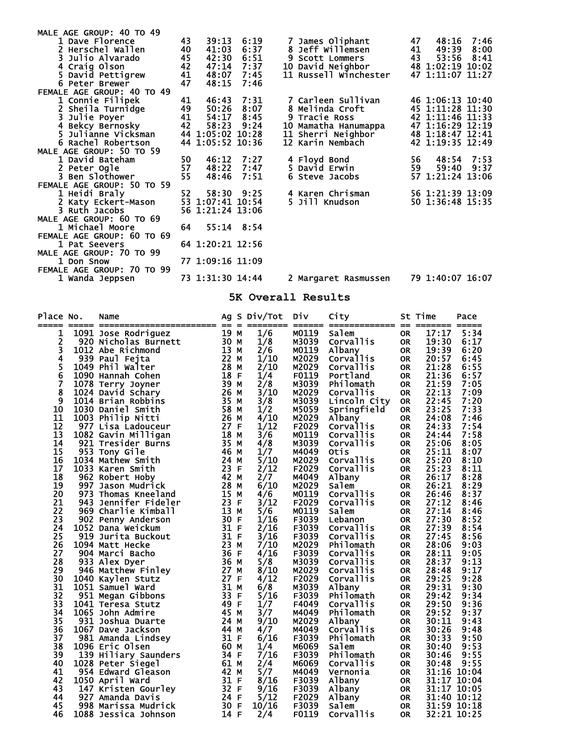MALE AGE GROUP: 40 TO 49

| Place | Name | Age | Time | Pace |
|---|---|---|---|---|
| 1 | Dave Florence | 43 | 39:13 | 6:19 |
| 2 | Herschel Wallen | 40 | 41:03 | 6:37 |
| 3 | Julio Alvarado | 45 | 42:30 | 6:51 |
| 4 | Craig Olson | 42 | 47:14 | 7:37 |
| 5 | David Pettigrew | 41 | 48:07 | 7:45 |
| 6 | Peter Brewer | 47 | 48:15 | 7:46 |
| 7 | James Oliphant | 47 | 48:16 | 7:46 |
| 8 | Jeff Willemsen | 41 | 49:39 | 8:00 |
| 9 | Scott Lommers | 43 | 53:56 | 8:41 |
| 10 | David Neighbor | 48 | 1:02:19 | 10:02 |
| 11 | Russell Winchester | 47 | 1:11:07 | 11:27 |

FEMALE AGE GROUP: 40 TO 49

| Place | Name | Age | Time | Pace |
|---|---|---|---|---|
| 1 | Connie Filipek | 41 | 46:43 | 7:31 |
| 2 | Sheila Turnidge | 49 | 50:26 | 8:07 |
| 3 | Julie Poyer | 41 | 54:17 | 8:45 |
| 4 | Bekcy Bernosky | 42 | 58:23 | 9:24 |
| 5 | Julianne Vicksman | 44 | 1:05:02 | 10:28 |
| 6 | Rachel Robertson | 44 | 1:05:52 | 10:36 |
| 7 | Carleen Sullivan | 46 | 1:06:13 | 10:40 |
| 8 | Melinda Croft | 45 | 1:11:28 | 11:30 |
| 9 | Tracie Ross | 42 | 1:11:46 | 11:33 |
| 10 | Mamatha Hanumappa | 47 | 1:16:29 | 12:19 |
| 11 | Sherri Neighbor | 48 | 1:18:47 | 12:41 |
| 12 | Karin Nembach | 42 | 1:19:35 | 12:49 |

MALE AGE GROUP: 50 TO 59

| Place | Name | Age | Time | Pace |
|---|---|---|---|---|
| 1 | David Bateham | 50 | 46:12 | 7:27 |
| 2 | Peter Ogle | 57 | 48:22 | 7:47 |
| 3 | Ben Slothower | 55 | 48:46 | 7:51 |
| 4 | Floyd Bond | 56 | 48:54 | 7:53 |
| 5 | David Erwin | 59 | 59:40 | 9:37 |
| 6 | Steve Jacobs | 57 | 1:21:24 | 13:06 |

FEMALE AGE GROUP: 50 TO 59

| Place | Name | Age | Time | Pace |
|---|---|---|---|---|
| 1 | Heidi Braly | 52 | 58:30 | 9:25 |
| 2 | Katy Eckert-Mason | 53 | 1:07:41 | 10:54 |
| 3 | Ruth Jacobs | 56 | 1:21:24 | 13:06 |
| 4 | Karen Chrisman | 56 | 1:21:39 | 13:09 |
| 5 | Jill Knudson | 50 | 1:36:48 | 15:35 |

MALE AGE GROUP: 60 TO 69

| Place | Name | Age | Time | Pace |
|---|---|---|---|---|
| 1 | Michael Moore | 64 | 55:14 | 8:54 |

FEMALE AGE GROUP: 60 TO 69

| Place | Name | Age | Time | Pace |
|---|---|---|---|---|
| 1 | Pat Seevers | 64 | 1:20:21 | 12:56 |

MALE AGE GROUP: 70 TO 99

| Place | Name | Age | Time | Pace |
|---|---|---|---|---|
| 1 | Don Snow | 77 | 1:09:16 | 11:09 |

FEMALE AGE GROUP: 70 TO 99

| Place | Name | Age | Time | Pace |
|---|---|---|---|---|
| 1 | Wanda Jeppsen | 73 | 1:31:30 | 14:44 |
| 2 | Margaret Rasmussen | 79 | 1:40:07 | 16:07 |

## 5K Overall Results

| Place | No. | Name | Ag | S | Div/Tot | Div | City | St | Time | Pace |
|---|---|---|---|---|---|---|---|---|---|---|
| 1 | 1091 | Jose Rodriguez | 19 | M | 1/6 | M0119 | Salem | OR | 17:17 | 5:34 |
| 2 | 920 | Nicholas Burnett | 30 | M | 1/8 | M3039 | Corvallis | OR | 19:30 | 6:17 |
| 3 | 1012 | Abe Richmond | 13 | M | 2/6 | M0119 | Albany | OR | 19:39 | 6:20 |
| 4 | 939 | Paul Fejta | 22 | M | 1/10 | M2029 | Corvallis | OR | 20:57 | 6:45 |
| 5 | 1049 | Phil Walter | 28 | M | 2/10 | M2029 | Corvallis | OR | 21:28 | 6:55 |
| 6 | 1090 | Hannah Cohen | 18 | F | 1/4 | F0119 | Portland | OR | 21:36 | 6:57 |
| 7 | 1078 | Terry Joyner | 39 | M | 2/8 | M3039 | Philomath | OR | 21:59 | 7:05 |
| 8 | 1024 | David Schary | 26 | M | 3/10 | M2029 | Corvallis | OR | 22:13 | 7:09 |
| 9 | 1014 | Brian Robbins | 35 | M | 3/8 | M3039 | Lincoln City | OR | 22:45 | 7:20 |
| 10 | 1030 | Daniel Smith | 58 | M | 1/2 | M5059 | Springfield | OR | 23:25 | 7:33 |
| 11 | 1003 | Philip Nitti | 26 | M | 4/10 | M2029 | Albany | OR | 24:08 | 7:46 |
| 12 | 977 | Lisa Ladouceur | 27 | F | 1/12 | F2029 | Corvallis | OR | 24:33 | 7:54 |
| 13 | 1082 | Gavin Milligan | 18 | M | 3/6 | M0119 | Corvallis | OR | 24:44 | 7:58 |
| 14 | 921 | Tresider Burns | 35 | M | 4/8 | M3039 | Corvallis | OR | 25:06 | 8:05 |
| 15 | 953 | Tony Gile | 46 | M | 1/7 | M4049 | Otis | OR | 25:11 | 8:07 |
| 16 | 1034 | Mathew Smith | 24 | M | 5/10 | M2029 | Corvallis | OR | 25:20 | 8:10 |
| 17 | 1033 | Karen Smith | 23 | F | 2/12 | F2029 | Corvallis | OR | 25:23 | 8:11 |
| 18 | 962 | Robert Hoby | 42 | M | 2/7 | M4049 | Albany | OR | 26:17 | 8:28 |
| 19 | 997 | Jason Mudrick | 28 | M | 6/10 | M2029 | Salem | OR | 26:21 | 8:29 |
| 20 | 973 | Thomas Kneeland | 15 | M | 4/6 | M0119 | Corvallis | OR | 26:46 | 8:37 |
| 21 | 943 | Jennifer Fideler | 23 | F | 3/12 | F2029 | Corvallis | OR | 27:12 | 8:46 |
| 22 | 969 | Charlie Kimball | 13 | M | 5/6 | M0119 | Salem | OR | 27:14 | 8:46 |
| 23 | 902 | Penny Anderson | 30 | F | 1/16 | F3039 | Lebanon | OR | 27:30 | 8:52 |
| 24 | 1052 | Dana Weickum | 31 | F | 2/16 | F3039 | Corvallis | OR | 27:39 | 8:54 |
| 25 | 919 | Jurita Buckout | 31 | F | 3/16 | F3039 | Corvallis | OR | 27:45 | 8:56 |
| 26 | 1094 | Matt Hecke | 23 | M | 7/10 | M2029 | Philomath | OR | 28:06 | 9:03 |
| 27 | 904 | Marci Bacho | 36 | F | 4/16 | F3039 | Corvallis | OR | 28:11 | 9:05 |
| 28 | 933 | Alex Dyer | 36 | M | 5/8 | M3039 | Corvallis | OR | 28:37 | 9:13 |
| 29 | 946 | Matthew Finley | 27 | M | 8/10 | M2029 | Corvallis | OR | 28:48 | 9:17 |
| 30 | 1040 | Kaylen Stutz | 27 | F | 4/12 | F2029 | Corvallis | OR | 29:25 | 9:28 |
| 31 | 1051 | Samuel Ward | 31 | M | 6/8 | M3039 | Albany | OR | 29:31 | 9:30 |
| 32 | 951 | Megan Gibbons | 33 | F | 5/16 | F3039 | Philomath | OR | 29:42 | 9:34 |
| 33 | 1041 | Teresa Stutz | 49 | F | 1/7 | F4049 | Corvallis | OR | 29:50 | 9:36 |
| 34 | 1065 | John Admire | 45 | M | 3/7 | M4049 | Philomath | OR | 29:52 | 9:37 |
| 35 | 931 | Joshua Duarte | 24 | M | 9/10 | M2029 | Albany | OR | 30:11 | 9:43 |
| 36 | 1067 | Dave Jackson | 44 | M | 4/7 | M4049 | Corvallis | OR | 30:26 | 9:48 |
| 37 | 981 | Amanda Lindsey | 31 | F | 6/16 | F3039 | Philomath | OR | 30:33 | 9:50 |
| 38 | 1096 | Eric Olsen | 60 | M | 1/4 | M6069 | Salem | OR | 30:40 | 9:53 |
| 39 | 139 | Hiliary Saunders | 34 | F | 7/16 | F3039 | Philomath | OR | 30:46 | 9:55 |
| 40 | 1028 | Peter Siegel | 61 | M | 2/4 | M6069 | Corvallis | OR | 30:48 | 9:55 |
| 41 | 954 | Edward Gleason | 42 | M | 5/7 | M4049 | Vernonia | OR | 31:16 | 10:04 |
| 42 | 1050 | April Ward | 31 | F | 8/16 | F3039 | Albany | OR | 31:17 | 10:04 |
| 43 | 147 | Kristen Gourley | 32 | F | 9/16 | F3039 | Albany | OR | 31:17 | 10:05 |
| 44 | 927 | Amanda Davis | 24 | F | 5/12 | F2029 | Albany | OR | 31:40 | 10:12 |
| 45 | 998 | Marissa Mudrick | 30 | F | 10/16 | F3039 | Salem | OR | 31:59 | 10:18 |
| 46 | 1088 | Jessica Johnson | 14 | F | 2/4 | F0119 | Corvallis | OR | 32:21 | 10:25 |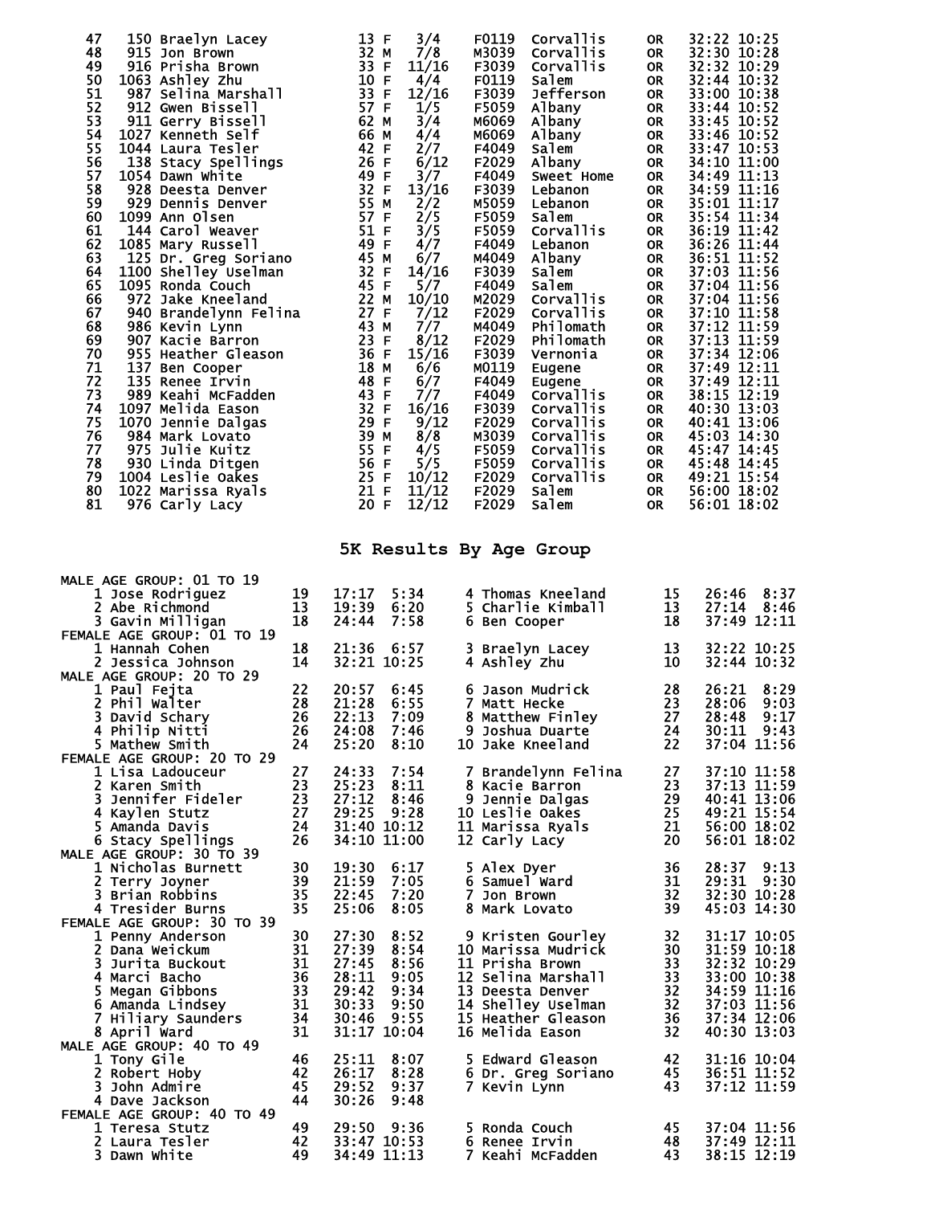| Place | Bib | Name | Age | Sex | Div Place | Division | City | State | Time | Pace |
|---|---|---|---|---|---|---|---|---|---|---|
| 47 | 150 | Braelyn Lacey | 13 | F | 3/4 | F0119 | Corvallis | OR | 32:22 | 10:25 |
| 48 | 915 | Jon Brown | 32 | M | 7/8 | M3039 | Corvallis | OR | 32:30 | 10:28 |
| 49 | 916 | Prisha Brown | 33 | F | 11/16 | F3039 | Corvallis | OR | 32:32 | 10:29 |
| 50 | 1063 | Ashley Zhu | 10 | F | 4/4 | F0119 | Salem | OR | 32:44 | 10:32 |
| 51 | 987 | Selina Marshall | 33 | F | 12/16 | F3039 | Jefferson | OR | 33:00 | 10:38 |
| 52 | 912 | Gwen Bissell | 57 | F | 1/5 | F5059 | Albany | OR | 33:44 | 10:52 |
| 53 | 911 | Gerry Bissell | 62 | M | 3/4 | M6069 | Albany | OR | 33:45 | 10:52 |
| 54 | 1027 | Kenneth Self | 66 | M | 4/4 | M6069 | Albany | OR | 33:46 | 10:52 |
| 55 | 1044 | Laura Tesler | 42 | F | 2/7 | F4049 | Salem | OR | 33:47 | 10:53 |
| 56 | 138 | Stacy Spellings | 26 | F | 6/12 | F2029 | Albany | OR | 34:10 | 11:00 |
| 57 | 1054 | Dawn White | 49 | F | 3/7 | F4049 | Sweet Home | OR | 34:49 | 11:13 |
| 58 | 928 | Deesta Denver | 32 | F | 13/16 | F3039 | Lebanon | OR | 34:59 | 11:16 |
| 59 | 929 | Dennis Denver | 55 | M | 2/2 | M5059 | Lebanon | OR | 35:01 | 11:17 |
| 60 | 1099 | Ann Olsen | 57 | F | 2/5 | F5059 | Salem | OR | 35:54 | 11:34 |
| 61 | 144 | Carol Weaver | 51 | F | 3/5 | F5059 | Corvallis | OR | 36:19 | 11:42 |
| 62 | 1085 | Mary Russell | 49 | F | 4/7 | F4049 | Lebanon | OR | 36:26 | 11:44 |
| 63 | 125 | Dr. Greg Soriano | 45 | M | 6/7 | M4049 | Albany | OR | 36:51 | 11:52 |
| 64 | 1100 | Shelley Uselman | 32 | F | 14/16 | F3039 | Salem | OR | 37:03 | 11:56 |
| 65 | 1095 | Ronda Couch | 45 | F | 5/7 | F4049 | Salem | OR | 37:04 | 11:56 |
| 66 | 972 | Jake Kneeland | 22 | M | 10/10 | M2029 | Corvallis | OR | 37:04 | 11:56 |
| 67 | 940 | Brandelynn Felina | 27 | F | 7/12 | F2029 | Corvallis | OR | 37:10 | 11:58 |
| 68 | 986 | Kevin Lynn | 43 | M | 7/7 | M4049 | Philomath | OR | 37:12 | 11:59 |
| 69 | 907 | Kacie Barron | 23 | F | 8/12 | F2029 | Philomath | OR | 37:13 | 11:59 |
| 70 | 955 | Heather Gleason | 36 | F | 15/16 | F3039 | Vernonia | OR | 37:34 | 12:06 |
| 71 | 137 | Ben Cooper | 18 | M | 6/6 | M0119 | Eugene | OR | 37:49 | 12:11 |
| 72 | 135 | Renee Irvin | 48 | F | 6/7 | F4049 | Eugene | OR | 37:49 | 12:11 |
| 73 | 989 | Keahi McFadden | 43 | F | 7/7 | F4049 | Corvallis | OR | 38:15 | 12:19 |
| 74 | 1097 | Melida Eason | 32 | F | 16/16 | F3039 | Corvallis | OR | 40:30 | 13:03 |
| 75 | 1070 | Jennie Dalgas | 29 | F | 9/12 | F2029 | Corvallis | OR | 40:41 | 13:06 |
| 76 | 984 | Mark Lovato | 39 | M | 8/8 | M3039 | Corvallis | OR | 45:03 | 14:30 |
| 77 | 975 | Julie Kuitz | 55 | F | 4/5 | F5059 | Corvallis | OR | 45:47 | 14:45 |
| 78 | 930 | Linda Ditgen | 56 | F | 5/5 | F5059 | Corvallis | OR | 45:48 | 14:45 |
| 79 | 1004 | Leslie Oakes | 25 | F | 10/12 | F2029 | Corvallis | OR | 49:21 | 15:54 |
| 80 | 1022 | Marissa Ryals | 21 | F | 11/12 | F2029 | Salem | OR | 56:00 | 18:02 |
| 81 | 976 | Carly Lacy | 20 | F | 12/12 | F2029 | Salem | OR | 56:01 | 18:02 |

## 5K Results By Age Group

**MALE AGE GROUP: 01 TO 19**

| Place | Name | Age | Time | Pace |
|---|---|---|---|---|
| 1 | Jose Rodriguez | 19 | 17:17 | 5:34 |
| 2 | Abe Richmond | 13 | 19:39 | 6:20 |
| 3 | Gavin Milligan | 18 | 24:44 | 7:58 |
| 4 | Thomas Kneeland | 15 | 26:46 | 8:37 |
| 5 | Charlie Kimball | 13 | 27:14 | 8:46 |
| 6 | Ben Cooper | 18 | 37:49 | 12:11 |

**FEMALE AGE GROUP: 01 TO 19**

| Place | Name | Age | Time | Pace |
|---|---|---|---|---|
| 1 | Hannah Cohen | 18 | 21:36 | 6:57 |
| 2 | Jessica Johnson | 14 | 32:21 | 10:25 |
| 3 | Braelyn Lacey | 13 | 32:22 | 10:25 |
| 4 | Ashley Zhu | 10 | 32:44 | 10:32 |

**MALE AGE GROUP: 20 TO 29**

| Place | Name | Age | Time | Pace |
|---|---|---|---|---|
| 1 | Paul Fejta | 22 | 20:57 | 6:45 |
| 2 | Phil Walter | 28 | 21:28 | 6:55 |
| 3 | David Schary | 26 | 22:13 | 7:09 |
| 4 | Philip Nitti | 26 | 24:08 | 7:46 |
| 5 | Mathew Smith | 24 | 25:20 | 8:10 |
| 6 | Jason Mudrick | 28 | 26:21 | 8:29 |
| 7 | Matt Hecke | 23 | 28:06 | 9:03 |
| 8 | Matthew Finley | 27 | 28:48 | 9:17 |
| 9 | Joshua Duarte | 24 | 30:11 | 9:43 |
| 10 | Jake Kneeland | 22 | 37:04 | 11:56 |

**FEMALE AGE GROUP: 20 TO 29**

| Place | Name | Age | Time | Pace |
|---|---|---|---|---|
| 1 | Lisa Ladouceur | 27 | 24:33 | 7:54 |
| 2 | Karen Smith | 23 | 25:23 | 8:11 |
| 3 | Jennifer Fideler | 23 | 27:12 | 8:46 |
| 4 | Kaylen Stutz | 27 | 29:25 | 9:28 |
| 5 | Amanda Davis | 24 | 31:40 | 10:12 |
| 6 | Stacy Spellings | 26 | 34:10 | 11:00 |
| 7 | Brandelynn Felina | 27 | 37:10 | 11:58 |
| 8 | Kacie Barron | 23 | 37:13 | 11:59 |
| 9 | Jennie Dalgas | 29 | 40:41 | 13:06 |
| 10 | Leslie Oakes | 25 | 49:21 | 15:54 |
| 11 | Marissa Ryals | 21 | 56:00 | 18:02 |
| 12 | Carly Lacy | 20 | 56:01 | 18:02 |

**MALE AGE GROUP: 30 TO 39**

| Place | Name | Age | Time | Pace |
|---|---|---|---|---|
| 1 | Nicholas Burnett | 30 | 19:30 | 6:17 |
| 2 | Terry Joyner | 39 | 21:59 | 7:05 |
| 3 | Brian Robbins | 35 | 22:45 | 7:20 |
| 4 | Tresider Burns | 35 | 25:06 | 8:05 |
| 5 | Alex Dyer | 36 | 28:37 | 9:13 |
| 6 | Samuel Ward | 31 | 29:31 | 9:30 |
| 7 | Jon Brown | 32 | 32:30 | 10:28 |
| 8 | Mark Lovato | 39 | 45:03 | 14:30 |

**FEMALE AGE GROUP: 30 TO 39**

| Place | Name | Age | Time | Pace |
|---|---|---|---|---|
| 1 | Penny Anderson | 30 | 27:30 | 8:52 |
| 2 | Dana Weickum | 31 | 27:39 | 8:54 |
| 3 | Jurita Buckout | 31 | 27:45 | 8:56 |
| 4 | Marci Bacho | 36 | 28:11 | 9:05 |
| 5 | Megan Gibbons | 33 | 29:42 | 9:34 |
| 6 | Amanda Lindsey | 31 | 30:33 | 9:50 |
| 7 | Hiliary Saunders | 34 | 30:46 | 9:55 |
| 8 | April Ward | 31 | 31:17 | 10:04 |
| 9 | Kristen Gourley | 32 | 31:17 | 10:05 |
| 10 | Marissa Mudrick | 30 | 31:59 | 10:18 |
| 11 | Prisha Brown | 33 | 32:32 | 10:29 |
| 12 | Selina Marshall | 33 | 33:00 | 10:38 |
| 13 | Deesta Denver | 32 | 34:59 | 11:16 |
| 14 | Shelley Uselman | 32 | 37:03 | 11:56 |
| 15 | Heather Gleason | 36 | 37:34 | 12:06 |
| 16 | Melida Eason | 32 | 40:30 | 13:03 |

**MALE AGE GROUP: 40 TO 49**

| Place | Name | Age | Time | Pace |
|---|---|---|---|---|
| 1 | Tony Gile | 46 | 25:11 | 8:07 |
| 2 | Robert Hoby | 42 | 26:17 | 8:28 |
| 3 | John Admire | 45 | 29:52 | 9:37 |
| 4 | Dave Jackson | 44 | 30:26 | 9:48 |
| 5 | Edward Gleason | 42 | 31:16 | 10:04 |
| 6 | Dr. Greg Soriano | 45 | 36:51 | 11:52 |
| 7 | Kevin Lynn | 43 | 37:12 | 11:59 |

**FEMALE AGE GROUP: 40 TO 49**

| Place | Name | Age | Time | Pace |
|---|---|---|---|---|
| 1 | Teresa Stutz | 49 | 29:50 | 9:36 |
| 2 | Laura Tesler | 42 | 33:47 | 10:53 |
| 3 | Dawn White | 49 | 34:49 | 11:13 |
| 5 | Ronda Couch | 45 | 37:04 | 11:56 |
| 6 | Renee Irvin | 48 | 37:49 | 12:11 |
| 7 | Keahi McFadden | 43 | 38:15 | 12:19 |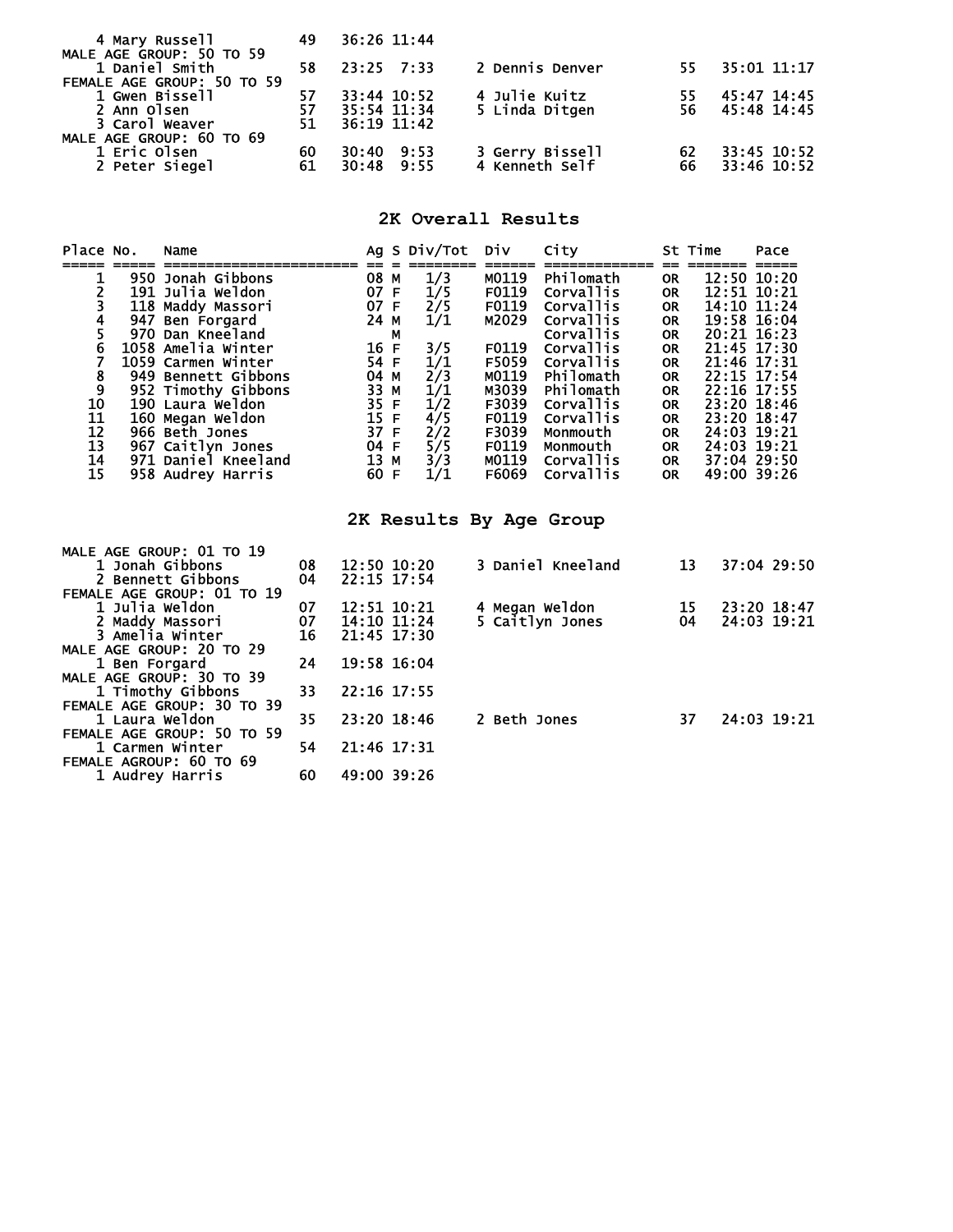| | | | | | | |
|---|---|---|---|---|---|---|
| 4 Mary Russell | 49 | 36:26 11:44 | | | | |

MALE AGE GROUP: 50 TO 59

| | | | | | |
|---|---|---|---|---|---|
| 1 Daniel Smith | 58 | 23:25 7:33 | 2 Dennis Denver | 55 | 35:01 11:17 |

FEMALE AGE GROUP: 50 TO 59

| | | | | | |
|---|---|---|---|---|---|
| 1 Gwen Bissell | 57 | 33:44 10:52 | 4 Julie Kuitz | 55 | 45:47 14:45 |
| 2 Ann Olsen | 57 | 35:54 11:34 | 5 Linda Ditgen | 56 | 45:48 14:45 |
| 3 Carol Weaver | 51 | 36:19 11:42 | | | |

MALE AGE GROUP: 60 TO 69

| | | | | | |
|---|---|---|---|---|---|
| 1 Eric Olsen | 60 | 30:40 9:53 | 3 Gerry Bissell | 62 | 33:45 10:52 |
| 2 Peter Siegel | 61 | 30:48 9:55 | 4 Kenneth Self | 66 | 33:46 10:52 |

## 2K Overall Results

| Place | No. | Name | Ag | S | Div/Tot | Div | City | St | Time | Pace |
|---|---|---|---|---|---|---|---|---|---|---|
| 1 | 950 | Jonah Gibbons | 08 | M | 1/3 | M0119 | Philomath | OR | 12:50 | 10:20 |
| 2 | 191 | Julia Weldon | 07 | F | 1/5 | F0119 | Corvallis | OR | 12:51 | 10:21 |
| 3 | 118 | Maddy Massori | 07 | F | 2/5 | F0119 | Corvallis | OR | 14:10 | 11:24 |
| 4 | 947 | Ben Forgard | 24 | M | 1/1 | M2029 | Corvallis | OR | 19:58 | 16:04 |
| 5 | 970 | Dan Kneeland | | M | | | Corvallis | OR | 20:21 | 16:23 |
| 6 | 1058 | Amelia Winter | 16 | F | 3/5 | F0119 | Corvallis | OR | 21:45 | 17:30 |
| 7 | 1059 | Carmen Winter | 54 | F | 1/1 | F5059 | Corvallis | OR | 21:46 | 17:31 |
| 8 | 949 | Bennett Gibbons | 04 | M | 2/3 | M0119 | Philomath | OR | 22:15 | 17:54 |
| 9 | 952 | Timothy Gibbons | 33 | M | 1/1 | M3039 | Philomath | OR | 22:16 | 17:55 |
| 10 | 190 | Laura Weldon | 35 | F | 1/2 | F3039 | Corvallis | OR | 23:20 | 18:46 |
| 11 | 160 | Megan Weldon | 15 | F | 4/5 | F0119 | Corvallis | OR | 23:20 | 18:47 |
| 12 | 966 | Beth Jones | 37 | F | 2/2 | F3039 | Monmouth | OR | 24:03 | 19:21 |
| 13 | 967 | Caitlyn Jones | 04 | F | 5/5 | F0119 | Monmouth | OR | 24:03 | 19:21 |
| 14 | 971 | Daniel Kneeland | 13 | M | 3/3 | M0119 | Corvallis | OR | 37:04 | 29:50 |
| 15 | 958 | Audrey Harris | 60 | F | 1/1 | F6069 | Corvallis | OR | 49:00 | 39:26 |

## 2K Results By Age Group

MALE AGE GROUP: 01 TO 19

| | | | | | |
|---|---|---|---|---|---|
| 1 Jonah Gibbons | 08 | 12:50 10:20 | 3 Daniel Kneeland | 13 | 37:04 29:50 |
| 2 Bennett Gibbons | 04 | 22:15 17:54 | | | |

FEMALE AGE GROUP: 01 TO 19

| | | | | | |
|---|---|---|---|---|---|
| 1 Julia Weldon | 07 | 12:51 10:21 | 4 Megan Weldon | 15 | 23:20 18:47 |
| 2 Maddy Massori | 07 | 14:10 11:24 | 5 Caitlyn Jones | 04 | 24:03 19:21 |
| 3 Amelia Winter | 16 | 21:45 17:30 | | | |

MALE AGE GROUP: 20 TO 29

| | | |
|---|---|---|
| 1 Ben Forgard | 24 | 19:58 16:04 |

MALE AGE GROUP: 30 TO 39

| | | |
|---|---|---|
| 1 Timothy Gibbons | 33 | 22:16 17:55 |

FEMALE AGE GROUP: 30 TO 39

| | | | | | |
|---|---|---|---|---|---|
| 1 Laura Weldon | 35 | 23:20 18:46 | 2 Beth Jones | 37 | 24:03 19:21 |

FEMALE AGE GROUP: 50 TO 59

| | | |
|---|---|---|
| 1 Carmen Winter | 54 | 21:46 17:31 |

FEMALE AGROUP: 60 TO 69

| | | |
|---|---|---|
| 1 Audrey Harris | 60 | 49:00 39:26 |